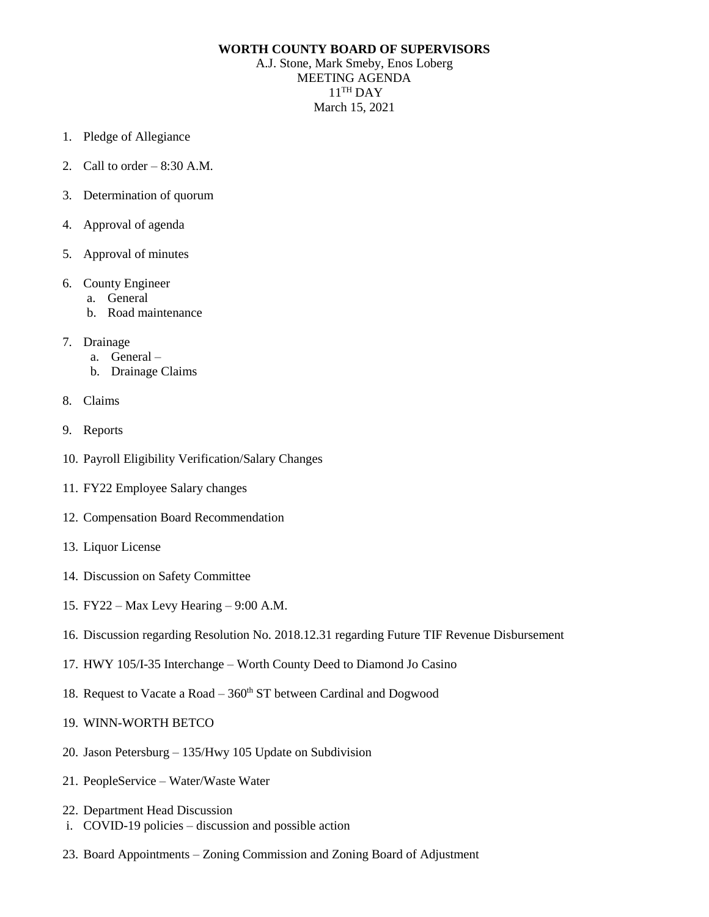**WORTH COUNTY BOARD OF SUPERVISORS**

A.J. Stone, Mark Smeby, Enos Loberg
MEETING AGENDA
11TH DAY
March 15, 2021

1. Pledge of Allegiance
2. Call to order – 8:30 A.M.
3. Determination of quorum
4. Approval of agenda
5. Approval of minutes
6. County Engineer
   a. General
   b. Road maintenance
7. Drainage
   a. General –
   b. Drainage Claims
8. Claims
9. Reports
10. Payroll Eligibility Verification/Salary Changes
11. FY22 Employee Salary changes
12. Compensation Board Recommendation
13. Liquor License
14. Discussion on Safety Committee
15. FY22 – Max Levy Hearing – 9:00 A.M.
16. Discussion regarding Resolution No. 2018.12.31 regarding Future TIF Revenue Disbursement
17. HWY 105/I-35 Interchange – Worth County Deed to Diamond Jo Casino
18. Request to Vacate a Road – 360th ST between Cardinal and Dogwood
19. WINN-WORTH BETCO
20. Jason Petersburg – 135/Hwy 105 Update on Subdivision
21. PeopleService – Water/Waste Water
22. Department Head Discussion
    i. COVID-19 policies – discussion and possible action
23. Board Appointments – Zoning Commission and Zoning Board of Adjustment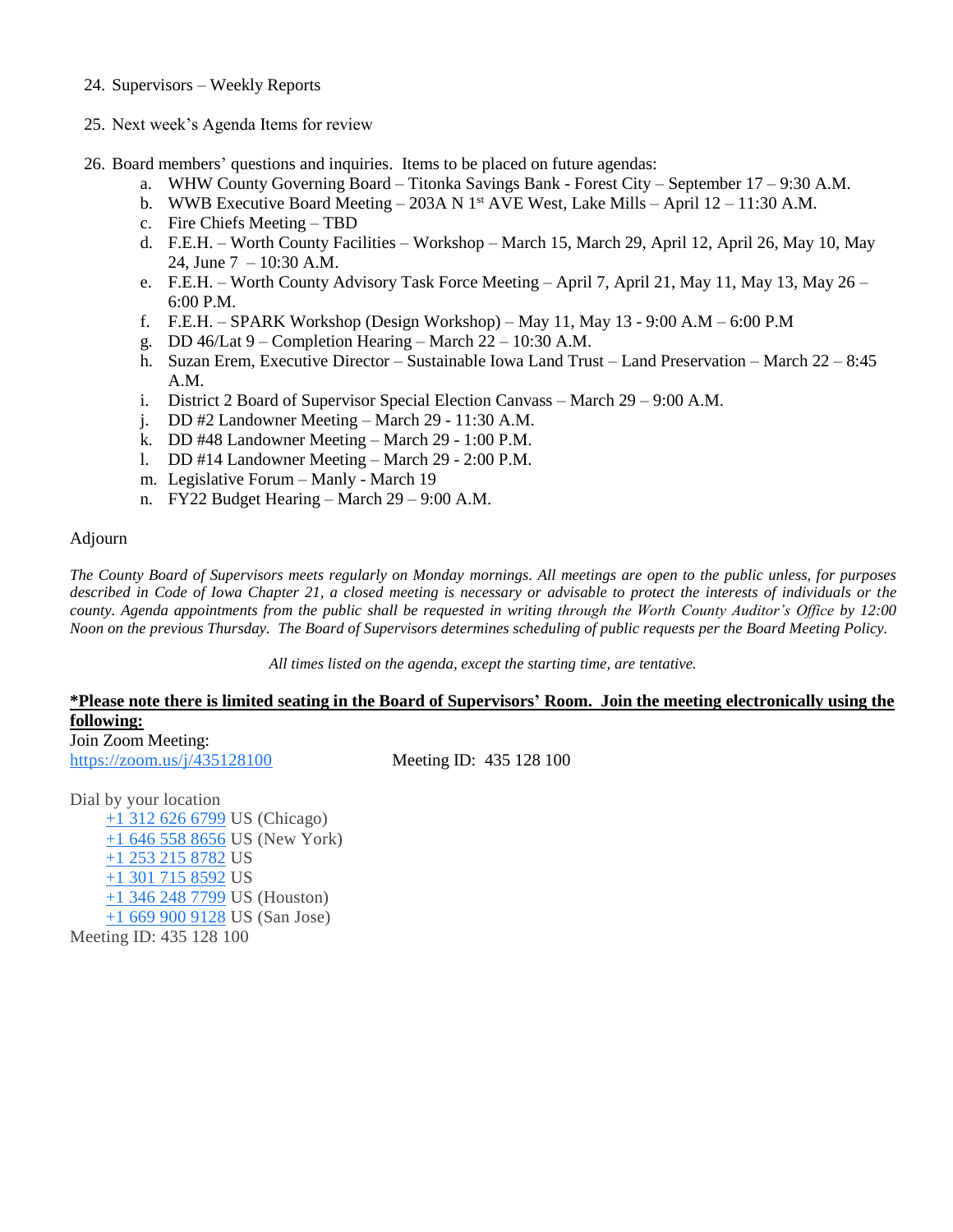24. Supervisors – Weekly Reports

25. Next week's Agenda Items for review

26. Board members' questions and inquiries. Items to be placed on future agendas:
    a. WHW County Governing Board – Titonka Savings Bank - Forest City – September 17 – 9:30 A.M.
    b. WWB Executive Board Meeting – 203A N 1st AVE West, Lake Mills – April 12 – 11:30 A.M.
    c. Fire Chiefs Meeting – TBD
    d. F.E.H. – Worth County Facilities – Workshop – March 15, March 29, April 12, April 26, May 10, May 24, June 7 – 10:30 A.M.
    e. F.E.H. – Worth County Advisory Task Force Meeting – April 7, April 21, May 11, May 13, May 26 – 6:00 P.M.
    f. F.E.H. – SPARK Workshop (Design Workshop) – May 11, May 13 - 9:00 A.M – 6:00 P.M
    g. DD 46/Lat 9 – Completion Hearing – March 22 – 10:30 A.M.
    h. Suzan Erem, Executive Director – Sustainable Iowa Land Trust – Land Preservation – March 22 – 8:45 A.M.
    i. District 2 Board of Supervisor Special Election Canvass – March 29 – 9:00 A.M.
    j. DD #2 Landowner Meeting – March 29 - 11:30 A.M.
    k. DD #48 Landowner Meeting – March 29 - 1:00 P.M.
    l. DD #14 Landowner Meeting – March 29 - 2:00 P.M.
    m. Legislative Forum – Manly - March 19
    n. FY22 Budget Hearing – March 29 – 9:00 A.M.

Adjourn

*The County Board of Supervisors meets regularly on Monday mornings. All meetings are open to the public unless, for purposes described in Code of Iowa Chapter 21, a closed meeting is necessary or advisable to protect the interests of individuals or the county. Agenda appointments from the public shall be requested in writing through the Worth County Auditor's Office by 12:00 Noon on the previous Thursday. The Board of Supervisors determines scheduling of public requests per the Board Meeting Policy.*

*All times listed on the agenda, except the starting time, are tentative.*

**\*Please note there is limited seating in the Board of Supervisors' Room. Join the meeting electronically using the following:**

Join Zoom Meeting:
https://zoom.us/j/435128100 Meeting ID: 435 128 100

Dial by your location
+1 312 626 6799 US (Chicago)
+1 646 558 8656 US (New York)
+1 253 215 8782 US
+1 301 715 8592 US
+1 346 248 7799 US (Houston)
+1 669 900 9128 US (San Jose)
Meeting ID: 435 128 100